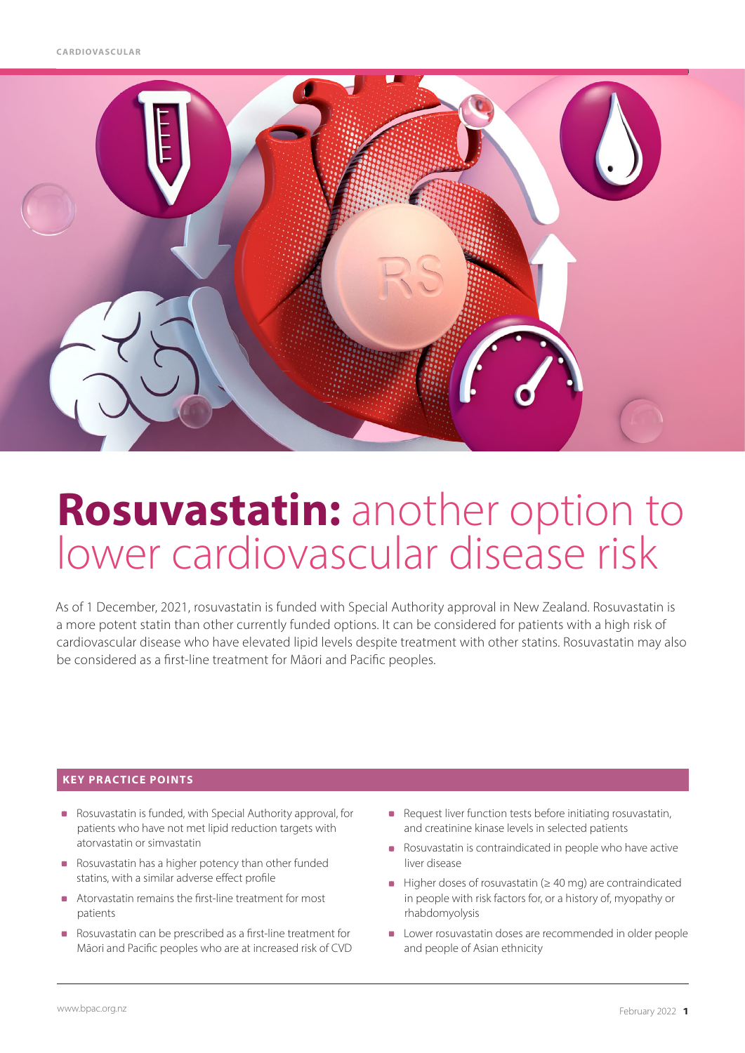CARDIOVASCULAR

# **Rosuvastatin:** another option to lower cardiovascular disease risk

As of 1 December, 2021, rosuvastatin is funded with Special Authority approval in New Zealand. Rosuvastatin is a more potent statin than other currently funded options. It can be considered for patients with a high risk of cardiovascular disease who have elevated lipid levels despite treatment with other statins. Rosuvastatin may also be considered as a first-line treatment for Māori and Pacific peoples.

## KEY PRACTICE POINTS

- Rosuvastatin is funded, with Special Authority approval, for patients who have not met lipid reduction targets with atorvastatin or simvastatin
- Rosuvastatin has a higher potency than other funded statins, with a similar adverse effect profile
- Atorvastatin remains the first-line treatment for most patients
- Rosuvastatin can be prescribed as a first-line treatment for Māori and Pacific peoples who are at increased risk of CVD
- Request liver function tests before initiating rosuvastatin, and creatinine kinase levels in selected patients
- Rosuvastatin is contraindicated in people who have active liver disease
- Higher doses of rosuvastatin (≥ 40 mg) are contraindicated in people with risk factors for, or a history of, myopathy or rhabdomyolysis
- Lower rosuvastatin doses are recommended in older people and people of Asian ethnicity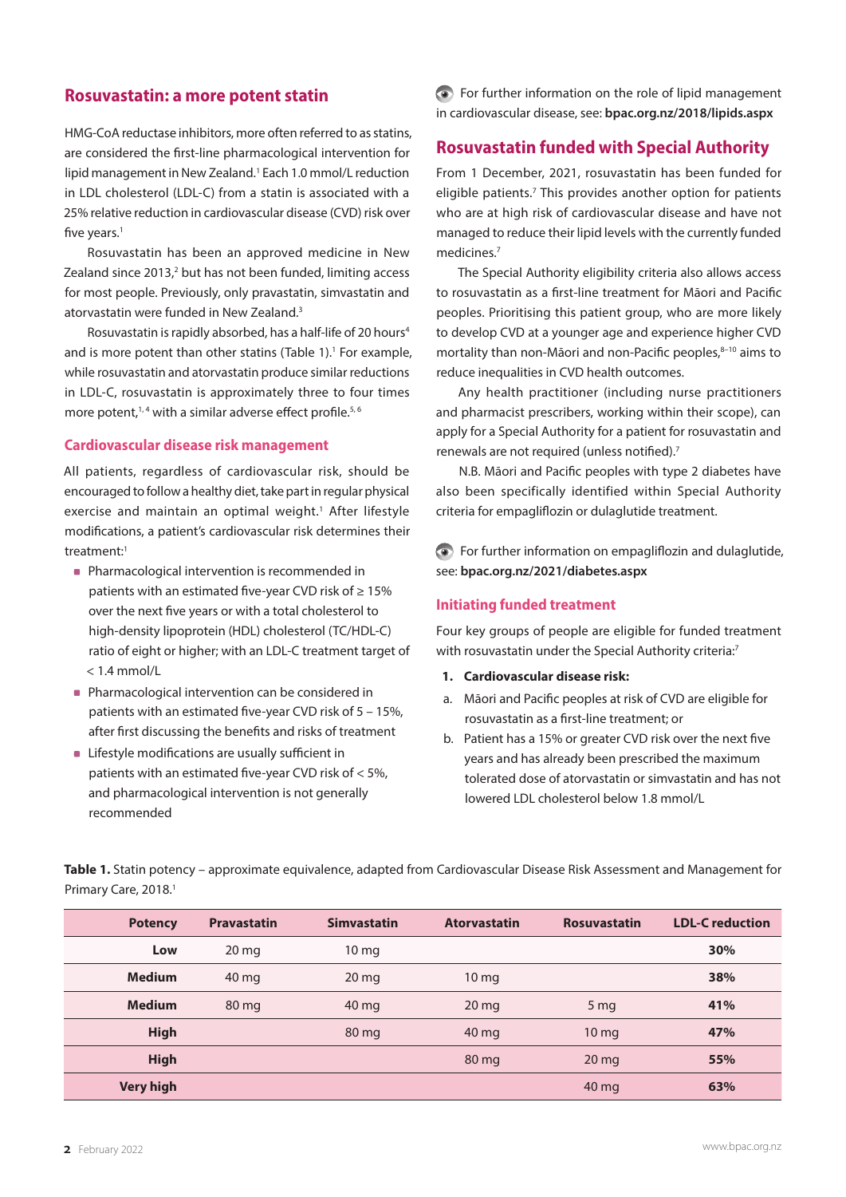## Rosuvastatin: a more potent statin

HMG-CoA reductase inhibitors, more often referred to as statins, are considered the first-line pharmacological intervention for lipid management in New Zealand.[1] Each 1.0 mmol/L reduction in LDL cholesterol (LDL-C) from a statin is associated with a 25% relative reduction in cardiovascular disease (CVD) risk over five years.[1]

Rosuvastatin has been an approved medicine in New Zealand since 2013,[2] but has not been funded, limiting access for most people. Previously, only pravastatin, simvastatin and atorvastatin were funded in New Zealand.[3]

Rosuvastatin is rapidly absorbed, has a half-life of 20 hours[4] and is more potent than other statins (Table 1).[1] For example, while rosuvastatin and atorvastatin produce similar reductions in LDL-C, rosuvastatin is approximately three to four times more potent,[1,4] with a similar adverse effect profile.[5,6]

### Cardiovascular disease risk management

All patients, regardless of cardiovascular risk, should be encouraged to follow a healthy diet, take part in regular physical exercise and maintain an optimal weight.[1] After lifestyle modifications, a patient's cardiovascular risk determines their treatment:[1]

- Pharmacological intervention is recommended in patients with an estimated five-year CVD risk of ≥ 15% over the next five years or with a total cholesterol to high-density lipoprotein (HDL) cholesterol (TC/HDL-C) ratio of eight or higher; with an LDL-C treatment target of < 1.4 mmol/L
- Pharmacological intervention can be considered in patients with an estimated five-year CVD risk of 5 – 15%, after first discussing the benefits and risks of treatment
- Lifestyle modifications are usually sufficient in patients with an estimated five-year CVD risk of < 5%, and pharmacological intervention is not generally recommended

For further information on the role of lipid management in cardiovascular disease, see: **bpac.org.nz/2018/lipids.aspx**

## Rosuvastatin funded with Special Authority

From 1 December, 2021, rosuvastatin has been funded for eligible patients.[7] This provides another option for patients who are at high risk of cardiovascular disease and have not managed to reduce their lipid levels with the currently funded medicines.[7]

The Special Authority eligibility criteria also allows access to rosuvastatin as a first-line treatment for Māori and Pacific peoples. Prioritising this patient group, who are more likely to develop CVD at a younger age and experience higher CVD mortality than non-Māori and non-Pacific peoples,[8–10] aims to reduce inequalities in CVD health outcomes.

Any health practitioner (including nurse practitioners and pharmacist prescribers, working within their scope), can apply for a Special Authority for a patient for rosuvastatin and renewals are not required (unless notified).[7]

N.B. Māori and Pacific peoples with type 2 diabetes have also been specifically identified within Special Authority criteria for empagliflozin or dulaglutide treatment.

For further information on empagliflozin and dulaglutide, see: **bpac.org.nz/2021/diabetes.aspx**

### Initiating funded treatment

Four key groups of people are eligible for funded treatment with rosuvastatin under the Special Authority criteria:[7]

1. **Cardiovascular disease risk:**
   a. Māori and Pacific peoples at risk of CVD are eligible for rosuvastatin as a first-line treatment; or
   b. Patient has a 15% or greater CVD risk over the next five years and has already been prescribed the maximum tolerated dose of atorvastatin or simvastatin and has not lowered LDL cholesterol below 1.8 mmol/L

**Table 1.** Statin potency – approximate equivalence, adapted from Cardiovascular Disease Risk Assessment and Management for Primary Care, 2018.[1]

| Potency | Pravastatin | Simvastatin | Atorvastatin | Rosuvastatin | LDL-C reduction |
|---|---|---|---|---|---|
| **Low** | 20 mg | 10 mg | | | **30%** |
| **Medium** | 40 mg | 20 mg | 10 mg | | **38%** |
| **Medium** | 80 mg | 40 mg | 20 mg | 5 mg | **41%** |
| **High** | | 80 mg | 40 mg | 10 mg | **47%** |
| **High** | | | 80 mg | 20 mg | **55%** |
| **Very high** | | | | 40 mg | **63%** |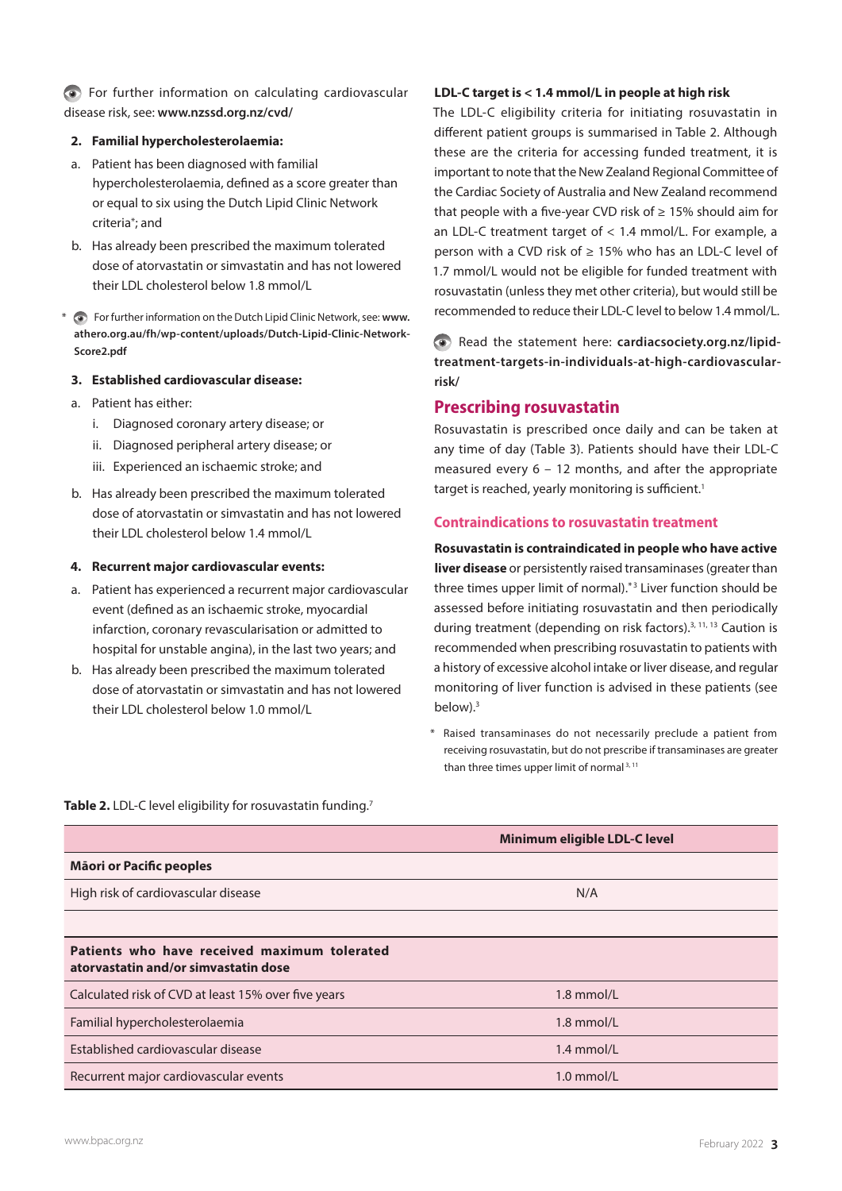For further information on calculating cardiovascular disease risk, see: **www.nzssd.org.nz/cvd/**

2. **Familial hypercholesterolaemia:**
   a. Patient has been diagnosed with familial hypercholesterolaemia, defined as a score greater than or equal to six using the Dutch Lipid Clinic Network criteria*; and
   b. Has already been prescribed the maximum tolerated dose of atorvastatin or simvastatin and has not lowered their LDL cholesterol below 1.8 mmol/L

\* For further information on the Dutch Lipid Clinic Network, see: **www.athero.org.au/fh/wp-content/uploads/Dutch-Lipid-Clinic-Network-Score2.pdf**

3. **Established cardiovascular disease:**
   a. Patient has either:
      i. Diagnosed coronary artery disease; or
      ii. Diagnosed peripheral artery disease; or
      iii. Experienced an ischaemic stroke; and
   b. Has already been prescribed the maximum tolerated dose of atorvastatin or simvastatin and has not lowered their LDL cholesterol below 1.4 mmol/L

4. **Recurrent major cardiovascular events:**
   a. Patient has experienced a recurrent major cardiovascular event (defined as an ischaemic stroke, myocardial infarction, coronary revascularisation or admitted to hospital for unstable angina), in the last two years; and
   b. Has already been prescribed the maximum tolerated dose of atorvastatin or simvastatin and has not lowered their LDL cholesterol below 1.0 mmol/L

**LDL-C target is < 1.4 mmol/L in people at high risk**

The LDL-C eligibility criteria for initiating rosuvastatin in different patient groups is summarised in Table 2. Although these are the criteria for accessing funded treatment, it is important to note that the New Zealand Regional Committee of the Cardiac Society of Australia and New Zealand recommend that people with a five-year CVD risk of ≥ 15% should aim for an LDL-C treatment target of < 1.4 mmol/L. For example, a person with a CVD risk of ≥ 15% who has an LDL-C level of 1.7 mmol/L would not be eligible for funded treatment with rosuvastatin (unless they met other criteria), but would still be recommended to reduce their LDL-C level to below 1.4 mmol/L.

Read the statement here: **cardiacsociety.org.nz/lipid-treatment-targets-in-individuals-at-high-cardiovascular-risk/**

## Prescribing rosuvastatin

Rosuvastatin is prescribed once daily and can be taken at any time of day (Table 3). Patients should have their LDL-C measured every 6 – 12 months, and after the appropriate target is reached, yearly monitoring is sufficient.[1]

### Contraindications to rosuvastatin treatment

**Rosuvastatin is contraindicated in people who have active liver disease** or persistently raised transaminases (greater than three times upper limit of normal).*[3] Liver function should be assessed before initiating rosuvastatin and then periodically during treatment (depending on risk factors).[3, 11, 13] Caution is recommended when prescribing rosuvastatin to patients with a history of excessive alcohol intake or liver disease, and regular monitoring of liver function is advised in these patients (see below).[3]

\* Raised transaminases do not necessarily preclude a patient from receiving rosuvastatin, but do not prescribe if transaminases are greater than three times upper limit of normal[3, 11]

**Table 2.** LDL-C level eligibility for rosuvastatin funding.[7]

| | **Minimum eligible LDL-C level** |
|---|---|
| **Māori or Pacific peoples** | |
| High risk of cardiovascular disease | N/A |
| | |
| **Patients who have received maximum tolerated atorvastatin and/or simvastatin dose** | |
| Calculated risk of CVD at least 15% over five years | 1.8 mmol/L |
| Familial hypercholesterolaemia | 1.8 mmol/L |
| Established cardiovascular disease | 1.4 mmol/L |
| Recurrent major cardiovascular events | 1.0 mmol/L |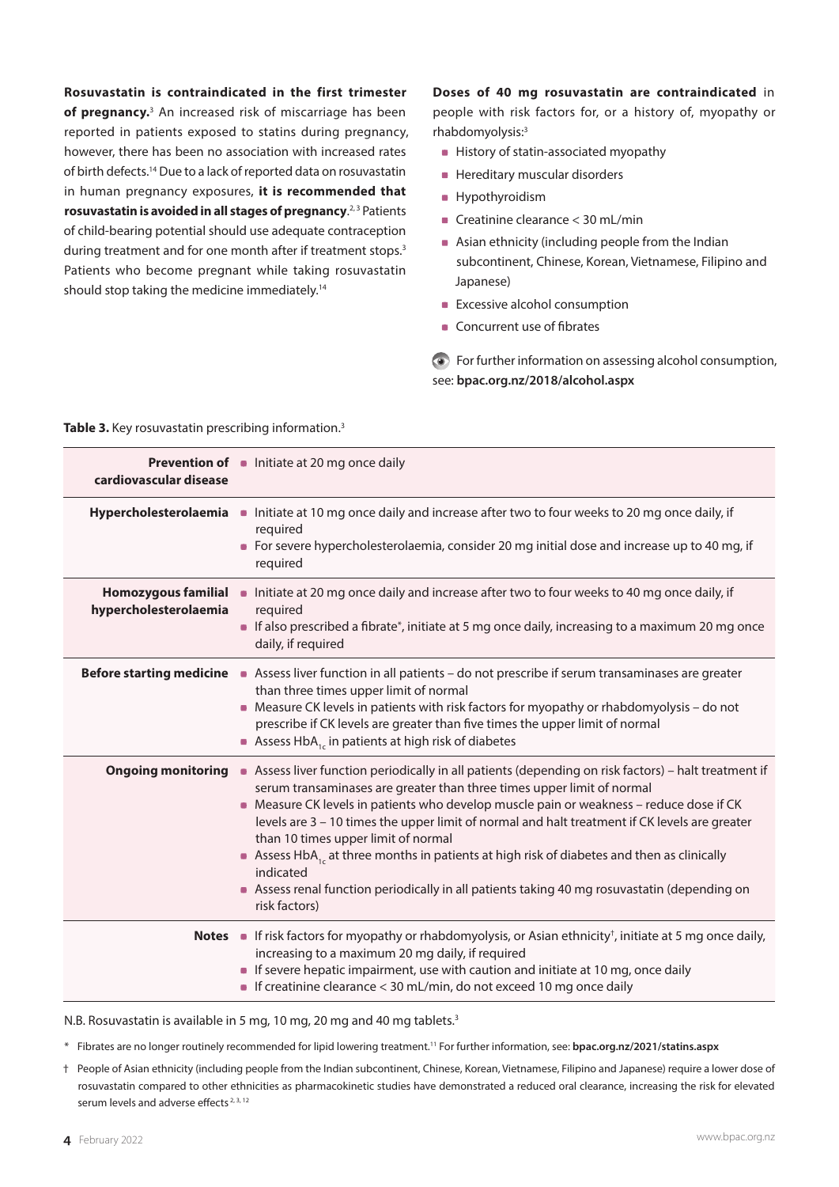**Rosuvastatin is contraindicated in the first trimester of pregnancy.**[3] An increased risk of miscarriage has been reported in patients exposed to statins during pregnancy, however, there has been no association with increased rates of birth defects.[14] Due to a lack of reported data on rosuvastatin in human pregnancy exposures, **it is recommended that rosuvastatin is avoided in all stages of pregnancy**.[2,3] Patients of child-bearing potential should use adequate contraception during treatment and for one month after if treatment stops.[3] Patients who become pregnant while taking rosuvastatin should stop taking the medicine immediately.[14]

**Doses of 40 mg rosuvastatin are contraindicated** in people with risk factors for, or a history of, myopathy or rhabdomyolysis:[3]

- History of statin-associated myopathy
- Hereditary muscular disorders
- Hypothyroidism
- Creatinine clearance < 30 mL/min
- Asian ethnicity (including people from the Indian subcontinent, Chinese, Korean, Vietnamese, Filipino and Japanese)
- Excessive alcohol consumption
- Concurrent use of fibrates

For further information on assessing alcohol consumption, see: **bpac.org.nz/2018/alcohol.aspx**

**Table 3.** Key rosuvastatin prescribing information.[3]

| | |
|---|---|
| **Prevention of cardiovascular disease** | Initiate at 20 mg once daily |
| **Hypercholesterolaemia** | • Initiate at 10 mg once daily and increase after two to four weeks to 20 mg once daily, if required<br>• For severe hypercholesterolaemia, consider 20 mg initial dose and increase up to 40 mg, if required |
| **Homozygous familial hypercholesterolaemia** | • Initiate at 20 mg once daily and increase after two to four weeks to 40 mg once daily, if required<br>• If also prescribed a fibrate*, initiate at 5 mg once daily, increasing to a maximum 20 mg once daily, if required |
| **Before starting medicine** | • Assess liver function in all patients – do not prescribe if serum transaminases are greater than three times upper limit of normal<br>• Measure CK levels in patients with risk factors for myopathy or rhabdomyolysis – do not prescribe if CK levels are greater than five times the upper limit of normal<br>• Assess $HbA_{1c}$ in patients at high risk of diabetes |
| **Ongoing monitoring** | • Assess liver function periodically in all patients (depending on risk factors) – halt treatment if serum transaminases are greater than three times upper limit of normal<br>• Measure CK levels in patients who develop muscle pain or weakness – reduce dose if CK levels are 3 – 10 times the upper limit of normal and halt treatment if CK levels are greater than 10 times upper limit of normal<br>• Assess $HbA_{1c}$ at three months in patients at high risk of diabetes and then as clinically indicated<br>• Assess renal function periodically in all patients taking 40 mg rosuvastatin (depending on risk factors) |
| **Notes** | • If risk factors for myopathy or rhabdomyolysis, or Asian ethnicity†, initiate at 5 mg once daily, increasing to a maximum 20 mg daily, if required<br>• If severe hepatic impairment, use with caution and initiate at 10 mg, once daily<br>• If creatinine clearance < 30 mL/min, do not exceed 10 mg once daily |

N.B. Rosuvastatin is available in 5 mg, 10 mg, 20 mg and 40 mg tablets.[3]

\* Fibrates are no longer routinely recommended for lipid lowering treatment.[11] For further information, see: **bpac.org.nz/2021/statins.aspx**

† People of Asian ethnicity (including people from the Indian subcontinent, Chinese, Korean, Vietnamese, Filipino and Japanese) require a lower dose of rosuvastatin compared to other ethnicities as pharmacokinetic studies have demonstrated a reduced oral clearance, increasing the risk for elevated serum levels and adverse effects[2,3,12]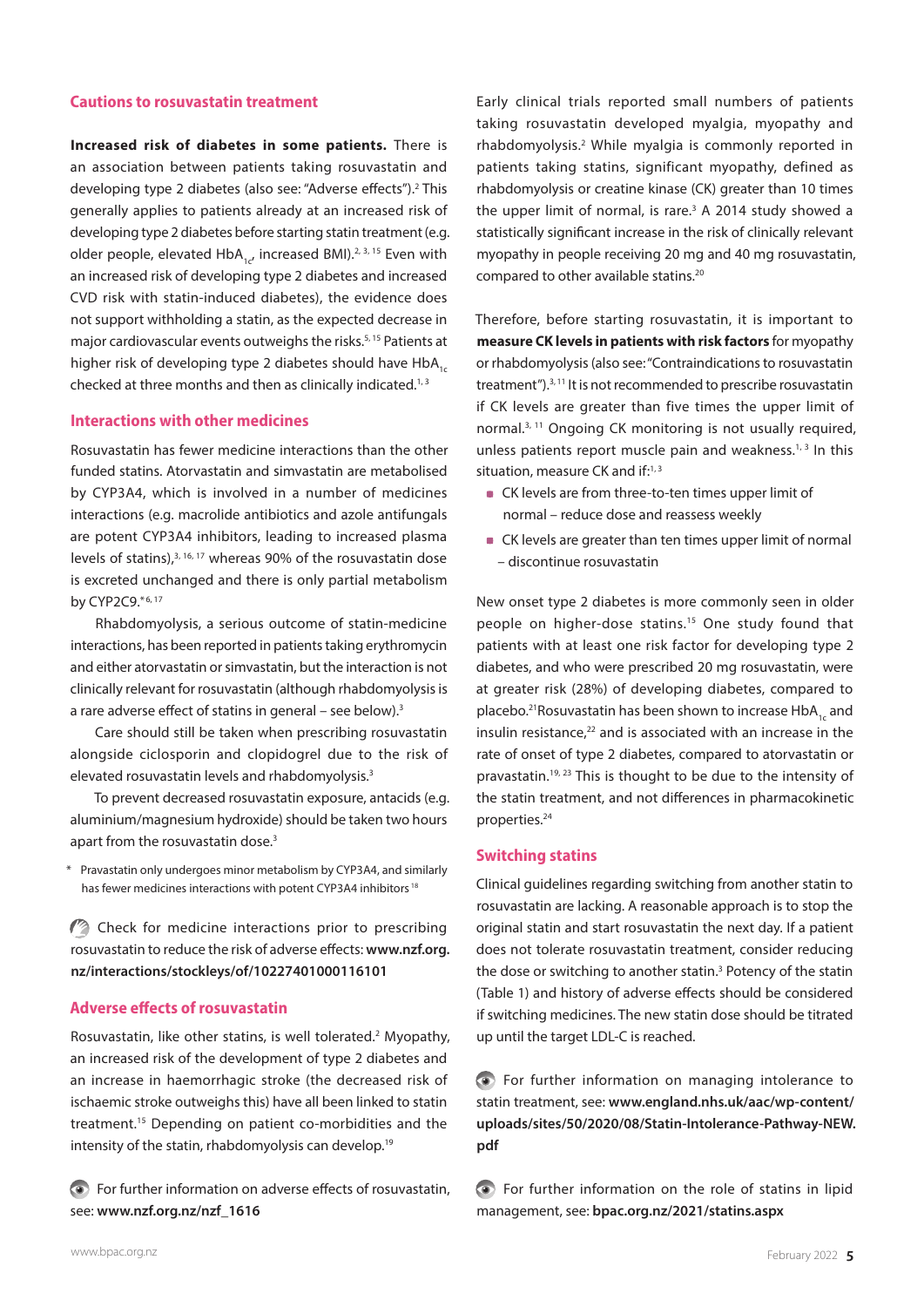## Cautions to rosuvastatin treatment

**Increased risk of diabetes in some patients.** There is an association between patients taking rosuvastatin and developing type 2 diabetes (also see: "Adverse effects").[2] This generally applies to patients already at an increased risk of developing type 2 diabetes before starting statin treatment (e.g. older people, elevated $HbA_{1c}$, increased BMI).[2, 3, 15] Even with an increased risk of developing type 2 diabetes and increased CVD risk with statin-induced diabetes), the evidence does not support withholding a statin, as the expected decrease in major cardiovascular events outweighs the risks.[5, 15] Patients at higher risk of developing type 2 diabetes should have $HbA_{1c}$ checked at three months and then as clinically indicated.[1, 3]

## Interactions with other medicines

Rosuvastatin has fewer medicine interactions than the other funded statins. Atorvastatin and simvastatin are metabolised by CYP3A4, which is involved in a number of medicines interactions (e.g. macrolide antibiotics and azole antifungals are potent CYP3A4 inhibitors, leading to increased plasma levels of statins),[3, 16, 17] whereas 90% of the rosuvastatin dose is excreted unchanged and there is only partial metabolism by CYP2C9.*[6, 17]

Rhabdomyolysis, a serious outcome of statin-medicine interactions, has been reported in patients taking erythromycin and either atorvastatin or simvastatin, but the interaction is not clinically relevant for rosuvastatin (although rhabdomyolysis is a rare adverse effect of statins in general – see below).[3]

Care should still be taken when prescribing rosuvastatin alongside ciclosporin and clopidogrel due to the risk of elevated rosuvastatin levels and rhabdomyolysis.[3]

To prevent decreased rosuvastatin exposure, antacids (e.g. aluminium/magnesium hydroxide) should be taken two hours apart from the rosuvastatin dose.[3]

\* Pravastatin only undergoes minor metabolism by CYP3A4, and similarly has fewer medicines interactions with potent CYP3A4 inhibitors [18]

Check for medicine interactions prior to prescribing rosuvastatin to reduce the risk of adverse effects: **www.nzf.org.nz/interactions/stockleys/of/10227401000116101**

## Adverse effects of rosuvastatin

Rosuvastatin, like other statins, is well tolerated.[2] Myopathy, an increased risk of the development of type 2 diabetes and an increase in haemorrhagic stroke (the decreased risk of ischaemic stroke outweighs this) have all been linked to statin treatment.[15] Depending on patient co-morbidities and the intensity of the statin, rhabdomyolysis can develop.[19]

For further information on adverse effects of rosuvastatin, see: **www.nzf.org.nz/nzf_1616**

Early clinical trials reported small numbers of patients taking rosuvastatin developed myalgia, myopathy and rhabdomyolysis.[2] While myalgia is commonly reported in patients taking statins, significant myopathy, defined as rhabdomyolysis or creatine kinase (CK) greater than 10 times the upper limit of normal, is rare.[3] A 2014 study showed a statistically significant increase in the risk of clinically relevant myopathy in people receiving 20 mg and 40 mg rosuvastatin, compared to other available statins.[20]

Therefore, before starting rosuvastatin, it is important to **measure CK levels in patients with risk factors** for myopathy or rhabdomyolysis (also see: "Contraindications to rosuvastatin treatment").[3, 11] It is not recommended to prescribe rosuvastatin if CK levels are greater than five times the upper limit of normal.[3, 11] Ongoing CK monitoring is not usually required, unless patients report muscle pain and weakness.[1, 3] In this situation, measure CK and if:[1, 3]

- CK levels are from three-to-ten times upper limit of normal – reduce dose and reassess weekly
- CK levels are greater than ten times upper limit of normal – discontinue rosuvastatin

New onset type 2 diabetes is more commonly seen in older people on higher-dose statins.[15] One study found that patients with at least one risk factor for developing type 2 diabetes, and who were prescribed 20 mg rosuvastatin, were at greater risk (28%) of developing diabetes, compared to placebo.[21] Rosuvastatin has been shown to increase $HbA_{1c}$ and insulin resistance,[22] and is associated with an increase in the rate of onset of type 2 diabetes, compared to atorvastatin or pravastatin.[19, 23] This is thought to be due to the intensity of the statin treatment, and not differences in pharmacokinetic properties.[24]

## Switching statins

Clinical guidelines regarding switching from another statin to rosuvastatin are lacking. A reasonable approach is to stop the original statin and start rosuvastatin the next day. If a patient does not tolerate rosuvastatin treatment, consider reducing the dose or switching to another statin.[3] Potency of the statin (Table 1) and history of adverse effects should be considered if switching medicines. The new statin dose should be titrated up until the target LDL-C is reached.

For further information on managing intolerance to statin treatment, see: **www.england.nhs.uk/aac/wp-content/uploads/sites/50/2020/08/Statin-Intolerance-Pathway-NEW.pdf**

For further information on the role of statins in lipid management, see: **bpac.org.nz/2021/statins.aspx**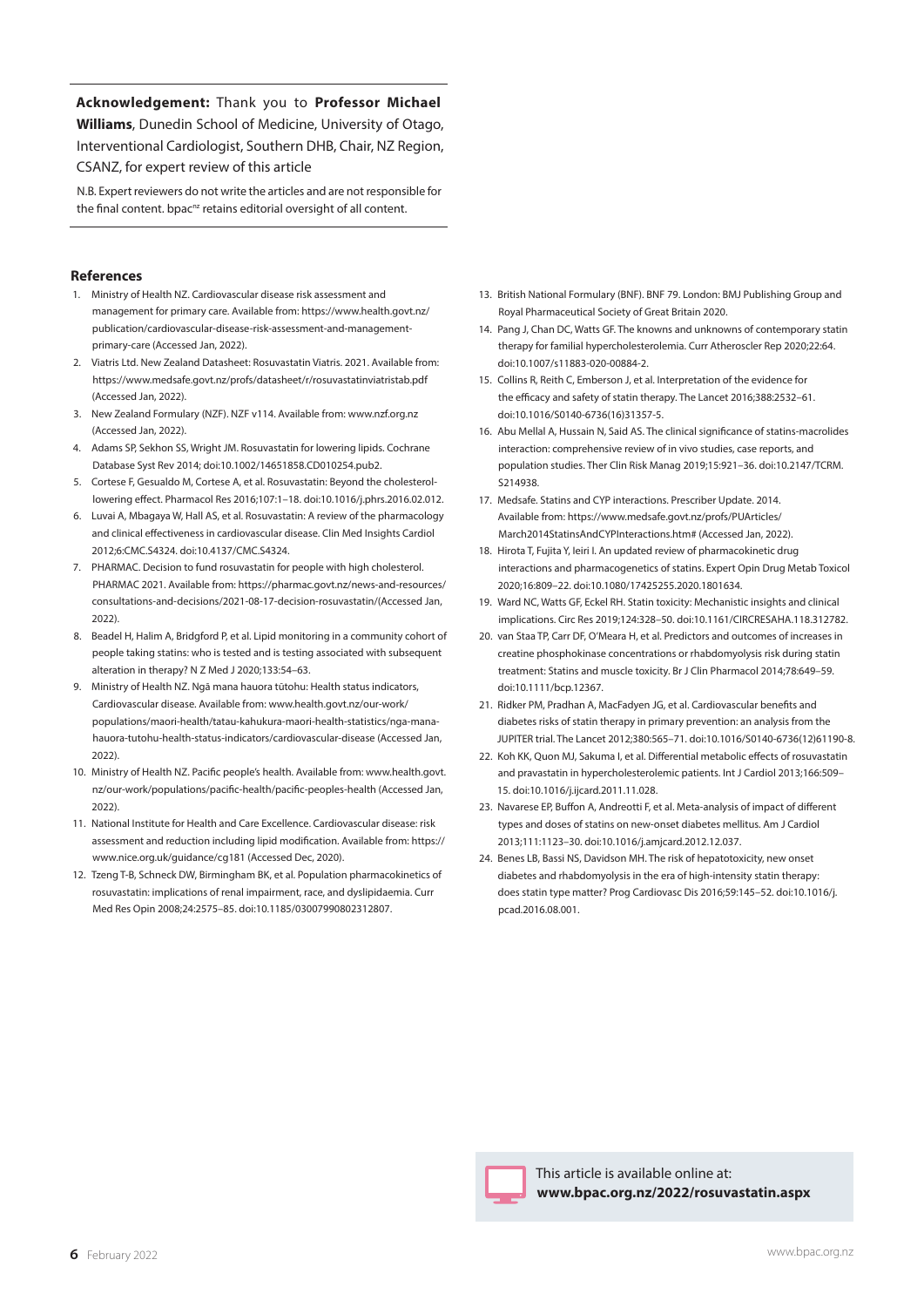**Acknowledgement:** Thank you to **Professor Michael Williams**, Dunedin School of Medicine, University of Otago, Interventional Cardiologist, Southern DHB, Chair, NZ Region, CSANZ, for expert review of this article

N.B. Expert reviewers do not write the articles and are not responsible for the final content. bpac[nz] retains editorial oversight of all content.

## References

1. Ministry of Health NZ. Cardiovascular disease risk assessment and management for primary care. Available from: https://www.health.govt.nz/publication/cardiovascular-disease-risk-assessment-and-management-primary-care (Accessed Jan, 2022).
2. Viatris Ltd. New Zealand Datasheet: Rosuvastatin Viatris. 2021. Available from: https://www.medsafe.govt.nz/profs/datasheet/r/rosuvastatinviatristab.pdf (Accessed Jan, 2022).
3. New Zealand Formulary (NZF). NZF v114. Available from: www.nzf.org.nz (Accessed Jan, 2022).
4. Adams SP, Sekhon SS, Wright JM. Rosuvastatin for lowering lipids. Cochrane Database Syst Rev 2014; doi:10.1002/14651858.CD010254.pub2.
5. Cortese F, Gesualdo M, Cortese A, et al. Rosuvastatin: Beyond the cholesterol-lowering effect. Pharmacol Res 2016;107:1–18. doi:10.1016/j.phrs.2016.02.012.
6. Luvai A, Mbagaya W, Hall AS, et al. Rosuvastatin: A review of the pharmacology and clinical effectiveness in cardiovascular disease. Clin Med Insights Cardiol 2012;6:CMC.S4324. doi:10.4137/CMC.S4324.
7. PHARMAC. Decision to fund rosuvastatin for people with high cholesterol. PHARMAC 2021. Available from: https://pharmac.govt.nz/news-and-resources/consultations-and-decisions/2021-08-17-decision-rosuvastatin/(Accessed Jan, 2022).
8. Beadel H, Halim A, Bridgford P, et al. Lipid monitoring in a community cohort of people taking statins: who is tested and is testing associated with subsequent alteration in therapy? N Z Med J 2020;133:54–63.
9. Ministry of Health NZ. Ngā mana hauora tūtohu: Health status indicators, Cardiovascular disease. Available from: www.health.govt.nz/our-work/populations/maori-health/tatau-kahukura-maori-health-statistics/nga-mana-hauora-tutohu-health-status-indicators/cardiovascular-disease (Accessed Jan, 2022).
10. Ministry of Health NZ. Pacific people's health. Available from: www.health.govt.nz/our-work/populations/pacific-health/pacific-peoples-health (Accessed Jan, 2022).
11. National Institute for Health and Care Excellence. Cardiovascular disease: risk assessment and reduction including lipid modification. Available from: https://www.nice.org.uk/guidance/cg181 (Accessed Dec, 2020).
12. Tzeng T-B, Schneck DW, Birmingham BK, et al. Population pharmacokinetics of rosuvastatin: implications of renal impairment, race, and dyslipidaemia. Curr Med Res Opin 2008;24:2575–85. doi:10.1185/03007990802312807.
13. British National Formulary (BNF). BNF 79. London: BMJ Publishing Group and Royal Pharmaceutical Society of Great Britain 2020.
14. Pang J, Chan DC, Watts GF. The knowns and unknowns of contemporary statin therapy for familial hypercholesterolemia. Curr Atheroscler Rep 2020;22:64. doi:10.1007/s11883-020-00884-2.
15. Collins R, Reith C, Emberson J, et al. Interpretation of the evidence for the efficacy and safety of statin therapy. The Lancet 2016;388:2532–61. doi:10.1016/S0140-6736(16)31357-5.
16. Abu Mellal A, Hussain N, Said AS. The clinical significance of statins-macrolides interaction: comprehensive review of in vivo studies, case reports, and population studies. Ther Clin Risk Manag 2019;15:921–36. doi:10.2147/TCRM.S214938.
17. Medsafe. Statins and CYP interactions. Prescriber Update. 2014. Available from: https://www.medsafe.govt.nz/profs/PUArticles/March2014StatinsAndCYPInteractions.htm# (Accessed Jan, 2022).
18. Hirota T, Fujita Y, Ieiri I. An updated review of pharmacokinetic drug interactions and pharmacogenetics of statins. Expert Opin Drug Metab Toxicol 2020;16:809–22. doi:10.1080/17425255.2020.1801634.
19. Ward NC, Watts GF, Eckel RH. Statin toxicity: Mechanistic insights and clinical implications. Circ Res 2019;124:328–50. doi:10.1161/CIRCRESAHA.118.312782.
20. van Staa TP, Carr DF, O'Meara H, et al. Predictors and outcomes of increases in creatine phosphokinase concentrations or rhabdomyolysis risk during statin treatment: Statins and muscle toxicity. Br J Clin Pharmacol 2014;78:649–59. doi:10.1111/bcp.12367.
21. Ridker PM, Pradhan A, MacFadyen JG, et al. Cardiovascular benefits and diabetes risks of statin therapy in primary prevention: an analysis from the JUPITER trial. The Lancet 2012;380:565–71. doi:10.1016/S0140-6736(12)61190-8.
22. Koh KK, Quon MJ, Sakuma I, et al. Differential metabolic effects of rosuvastatin and pravastatin in hypercholesterolemic patients. Int J Cardiol 2013;166:509–15. doi:10.1016/j.ijcard.2011.11.028.
23. Navarese EP, Buffon A, Andreotti F, et al. Meta-analysis of impact of different types and doses of statins on new-onset diabetes mellitus. Am J Cardiol 2013;111:1123–30. doi:10.1016/j.amjcard.2012.12.037.
24. Benes LB, Bassi NS, Davidson MH. The risk of hepatotoxicity, new onset diabetes and rhabdomyolysis in the era of high-intensity statin therapy: does statin type matter? Prog Cardiovasc Dis 2016;59:145–52. doi:10.1016/j.pcad.2016.08.001.

This article is available online at:
**www.bpac.org.nz/2022/rosuvastatin.aspx**